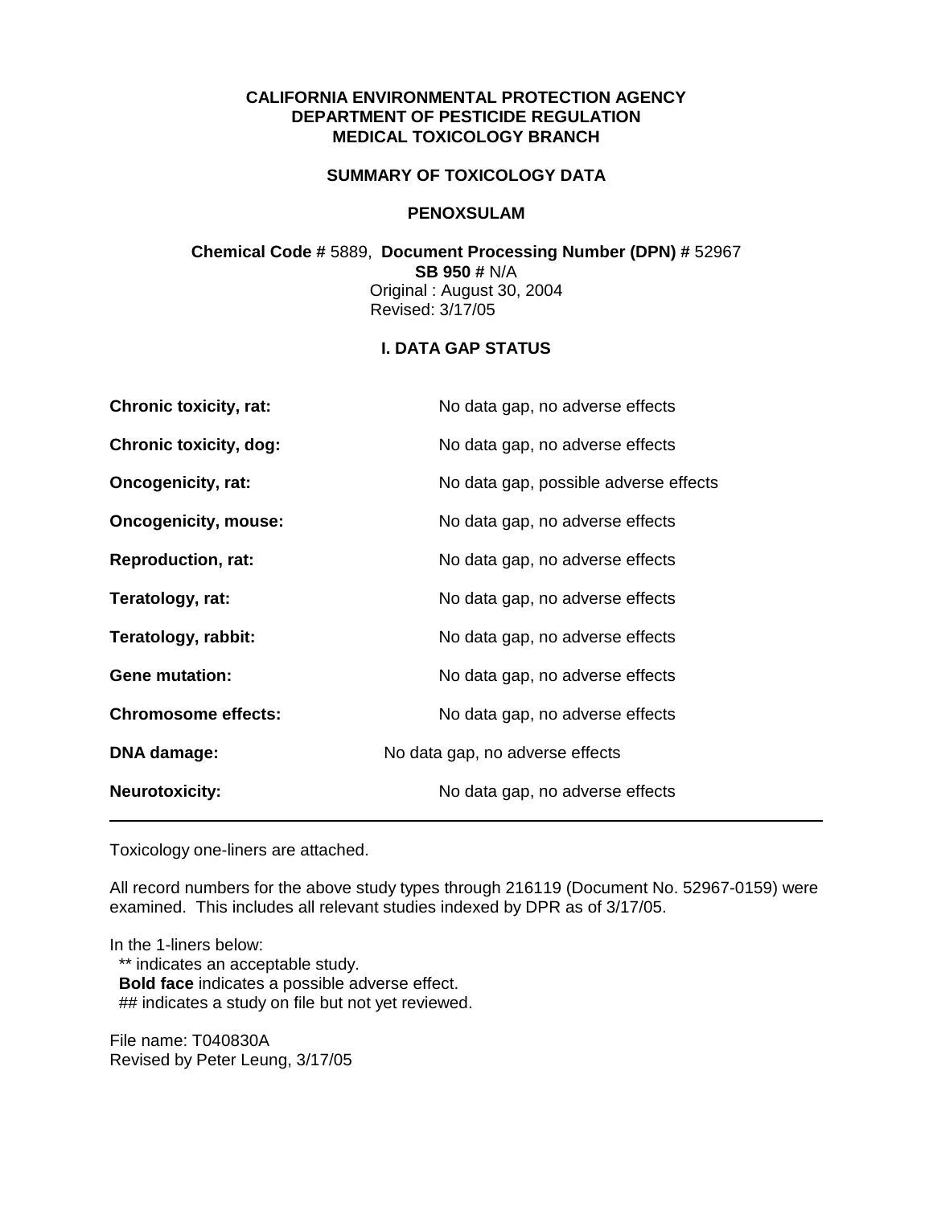**CALIFORNIA ENVIRONMENTAL PROTECTION AGENCY**
**DEPARTMENT OF PESTICIDE REGULATION**
**MEDICAL TOXICOLOGY BRANCH**

**SUMMARY OF TOXICOLOGY DATA**

**PENOXSULAM**

**Chemical Code #** 5889, **Document Processing Number (DPN) #** 52967
**SB 950 #** N/A
Original : August 30, 2004
Revised: 3/17/05

## I. DATA GAP STATUS

| | |
|---|---|
| **Chronic toxicity, rat:** | No data gap, no adverse effects |
| **Chronic toxicity, dog:** | No data gap, no adverse effects |
| **Oncogenicity, rat:** | No data gap, possible adverse effects |
| **Oncogenicity, mouse:** | No data gap, no adverse effects |
| **Reproduction, rat:** | No data gap, no adverse effects |
| **Teratology, rat:** | No data gap, no adverse effects |
| **Teratology, rabbit:** | No data gap, no adverse effects |
| **Gene mutation:** | No data gap, no adverse effects |
| **Chromosome effects:** | No data gap, no adverse effects |
| **DNA damage:** | No data gap, no adverse effects |
| **Neurotoxicity:** | No data gap, no adverse effects |

---

Toxicology one-liners are attached.

All record numbers for the above study types through 216119 (Document No. 52967-0159) were examined. This includes all relevant studies indexed by DPR as of 3/17/05.

In the 1-liners below:
** indicates an acceptable study.
**Bold face** indicates a possible adverse effect.
## indicates a study on file but not yet reviewed.

File name: T040830A
Revised by Peter Leung, 3/17/05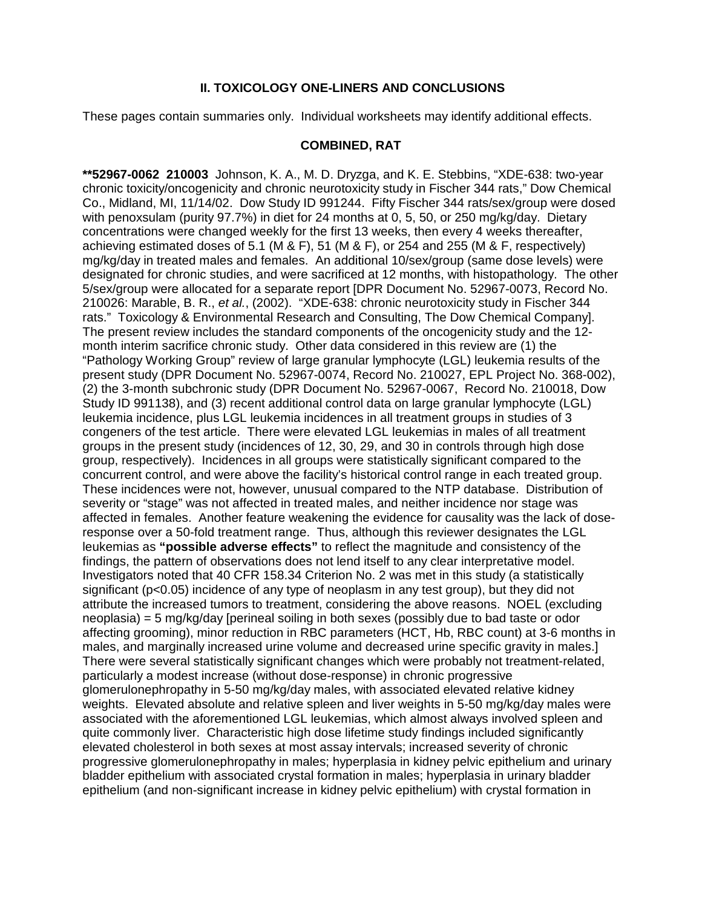## II. TOXICOLOGY ONE-LINERS AND CONCLUSIONS

These pages contain summaries only. Individual worksheets may identify additional effects.

### COMBINED, RAT

**\*\*52967-0062 210003** Johnson, K. A., M. D. Dryzga, and K. E. Stebbins, "XDE-638: two-year chronic toxicity/oncogenicity and chronic neurotoxicity study in Fischer 344 rats," Dow Chemical Co., Midland, MI, 11/14/02. Dow Study ID 991244. Fifty Fischer 344 rats/sex/group were dosed with penoxsulam (purity 97.7%) in diet for 24 months at 0, 5, 50, or 250 mg/kg/day. Dietary concentrations were changed weekly for the first 13 weeks, then every 4 weeks thereafter, achieving estimated doses of 5.1 (M & F), 51 (M & F), or 254 and 255 (M & F, respectively) mg/kg/day in treated males and females. An additional 10/sex/group (same dose levels) were designated for chronic studies, and were sacrificed at 12 months, with histopathology. The other 5/sex/group were allocated for a separate report [DPR Document No. 52967-0073, Record No. 210026: Marable, B. R., *et al.*, (2002). "XDE-638: chronic neurotoxicity study in Fischer 344 rats." Toxicology & Environmental Research and Consulting, The Dow Chemical Company]. The present review includes the standard components of the oncogenicity study and the 12-month interim sacrifice chronic study. Other data considered in this review are (1) the "Pathology Working Group" review of large granular lymphocyte (LGL) leukemia results of the present study (DPR Document No. 52967-0074, Record No. 210027, EPL Project No. 368-002), (2) the 3-month subchronic study (DPR Document No. 52967-0067, Record No. 210018, Dow Study ID 991138), and (3) recent additional control data on large granular lymphocyte (LGL) leukemia incidence, plus LGL leukemia incidences in all treatment groups in studies of 3 congeners of the test article. There were elevated LGL leukemias in males of all treatment groups in the present study (incidences of 12, 30, 29, and 30 in controls through high dose group, respectively). Incidences in all groups were statistically significant compared to the concurrent control, and were above the facility's historical control range in each treated group. These incidences were not, however, unusual compared to the NTP database. Distribution of severity or "stage" was not affected in treated males, and neither incidence nor stage was affected in females. Another feature weakening the evidence for causality was the lack of dose-response over a 50-fold treatment range. Thus, although this reviewer designates the LGL leukemias as **"possible adverse effects"** to reflect the magnitude and consistency of the findings, the pattern of observations does not lend itself to any clear interpretative model. Investigators noted that 40 CFR 158.34 Criterion No. 2 was met in this study (a statistically significant ($p<0.05$) incidence of any type of neoplasm in any test group), but they did not attribute the increased tumors to treatment, considering the above reasons. NOEL (excluding neoplasia) = 5 mg/kg/day [perineal soiling in both sexes (possibly due to bad taste or odor affecting grooming), minor reduction in RBC parameters (HCT, Hb, RBC count) at 3-6 months in males, and marginally increased urine volume and decreased urine specific gravity in males.] There were several statistically significant changes which were probably not treatment-related, particularly a modest increase (without dose-response) in chronic progressive glomerulonephropathy in 5-50 mg/kg/day males, with associated elevated relative kidney weights. Elevated absolute and relative spleen and liver weights in 5-50 mg/kg/day males were associated with the aforementioned LGL leukemias, which almost always involved spleen and quite commonly liver. Characteristic high dose lifetime study findings included significantly elevated cholesterol in both sexes at most assay intervals; increased severity of chronic progressive glomerulonephropathy in males; hyperplasia in kidney pelvic epithelium and urinary bladder epithelium with associated crystal formation in males; hyperplasia in urinary bladder epithelium (and non-significant increase in kidney pelvic epithelium) with crystal formation in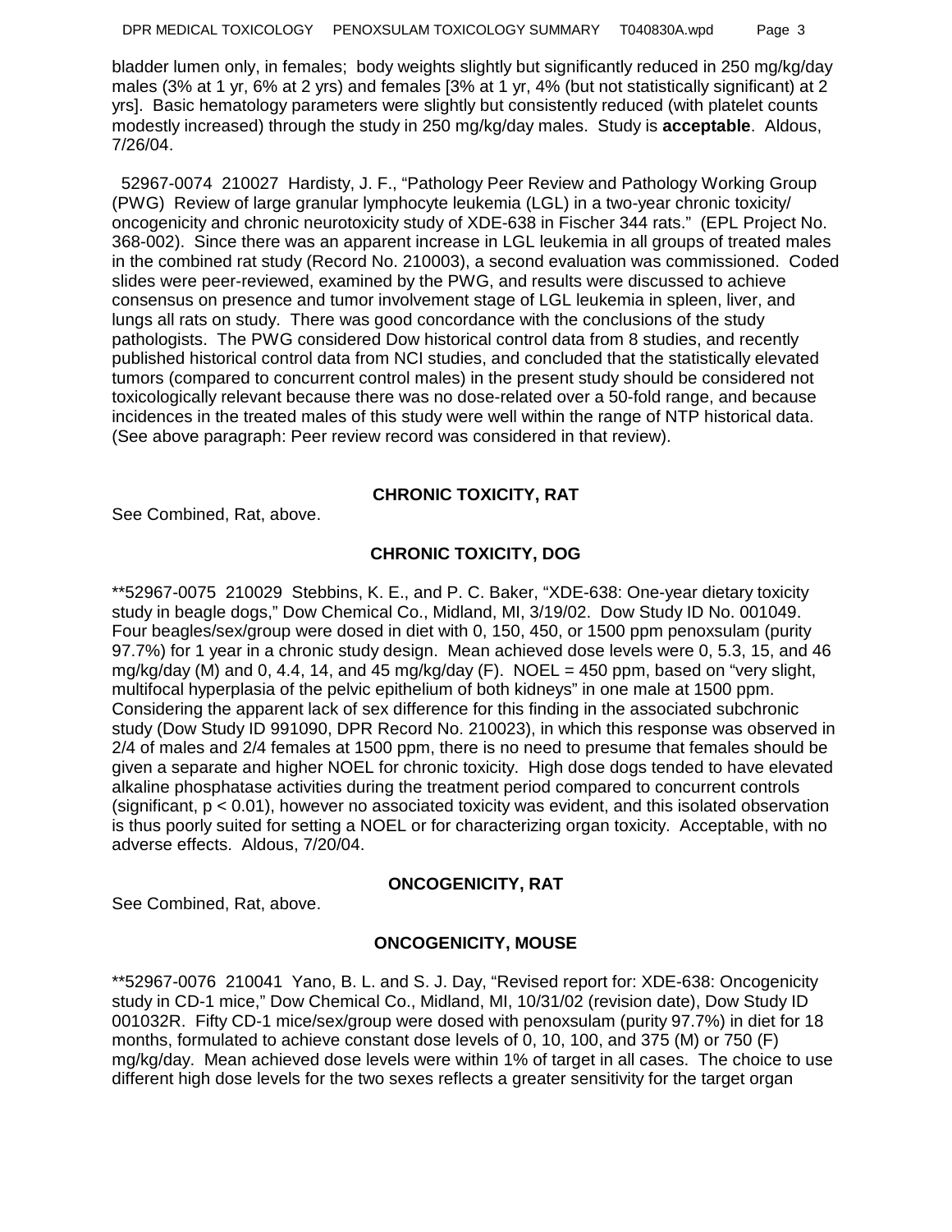bladder lumen only, in females; body weights slightly but significantly reduced in 250 mg/kg/day males (3% at 1 yr, 6% at 2 yrs) and females [3% at 1 yr, 4% (but not statistically significant) at 2 yrs]. Basic hematology parameters were slightly but consistently reduced (with platelet counts modestly increased) through the study in 250 mg/kg/day males. Study is **acceptable**. Aldous, 7/26/04.

52967-0074 210027 Hardisty, J. F., "Pathology Peer Review and Pathology Working Group (PWG) Review of large granular lymphocyte leukemia (LGL) in a two-year chronic toxicity/ oncogenicity and chronic neurotoxicity study of XDE-638 in Fischer 344 rats." (EPL Project No. 368-002). Since there was an apparent increase in LGL leukemia in all groups of treated males in the combined rat study (Record No. 210003), a second evaluation was commissioned. Coded slides were peer-reviewed, examined by the PWG, and results were discussed to achieve consensus on presence and tumor involvement stage of LGL leukemia in spleen, liver, and lungs all rats on study. There was good concordance with the conclusions of the study pathologists. The PWG considered Dow historical control data from 8 studies, and recently published historical control data from NCI studies, and concluded that the statistically elevated tumors (compared to concurrent control males) in the present study should be considered not toxicologically relevant because there was no dose-related over a 50-fold range, and because incidences in the treated males of this study were well within the range of NTP historical data. (See above paragraph: Peer review record was considered in that review).

## CHRONIC TOXICITY, RAT

See Combined, Rat, above.

## CHRONIC TOXICITY, DOG

**52967-0075 210029 Stebbins, K. E., and P. C. Baker, "XDE-638: One-year dietary toxicity study in beagle dogs," Dow Chemical Co., Midland, MI, 3/19/02. Dow Study ID No. 001049. Four beagles/sex/group were dosed in diet with 0, 150, 450, or 1500 ppm penoxsulam (purity 97.7%) for 1 year in a chronic study design. Mean achieved dose levels were 0, 5.3, 15, and 46 mg/kg/day (M) and 0, 4.4, 14, and 45 mg/kg/day (F). NOEL = 450 ppm, based on "very slight, multifocal hyperplasia of the pelvic epithelium of both kidneys" in one male at 1500 ppm. Considering the apparent lack of sex difference for this finding in the associated subchronic study (Dow Study ID 991090, DPR Record No. 210023), in which this response was observed in 2/4 of males and 2/4 females at 1500 ppm, there is no need to presume that females should be given a separate and higher NOEL for chronic toxicity. High dose dogs tended to have elevated alkaline phosphatase activities during the treatment period compared to concurrent controls (significant, $p < 0.01$), however no associated toxicity was evident, and this isolated observation is thus poorly suited for setting a NOEL or for characterizing organ toxicity. Acceptable, with no adverse effects. Aldous, 7/20/04.

## ONCOGENICITY, RAT

See Combined, Rat, above.

## ONCOGENICITY, MOUSE

**52967-0076 210041 Yano, B. L. and S. J. Day, "Revised report for: XDE-638: Oncogenicity study in CD-1 mice," Dow Chemical Co., Midland, MI, 10/31/02 (revision date), Dow Study ID 001032R. Fifty CD-1 mice/sex/group were dosed with penoxsulam (purity 97.7%) in diet for 18 months, formulated to achieve constant dose levels of 0, 10, 100, and 375 (M) or 750 (F) mg/kg/day. Mean achieved dose levels were within 1% of target in all cases. The choice to use different high dose levels for the two sexes reflects a greater sensitivity for the target organ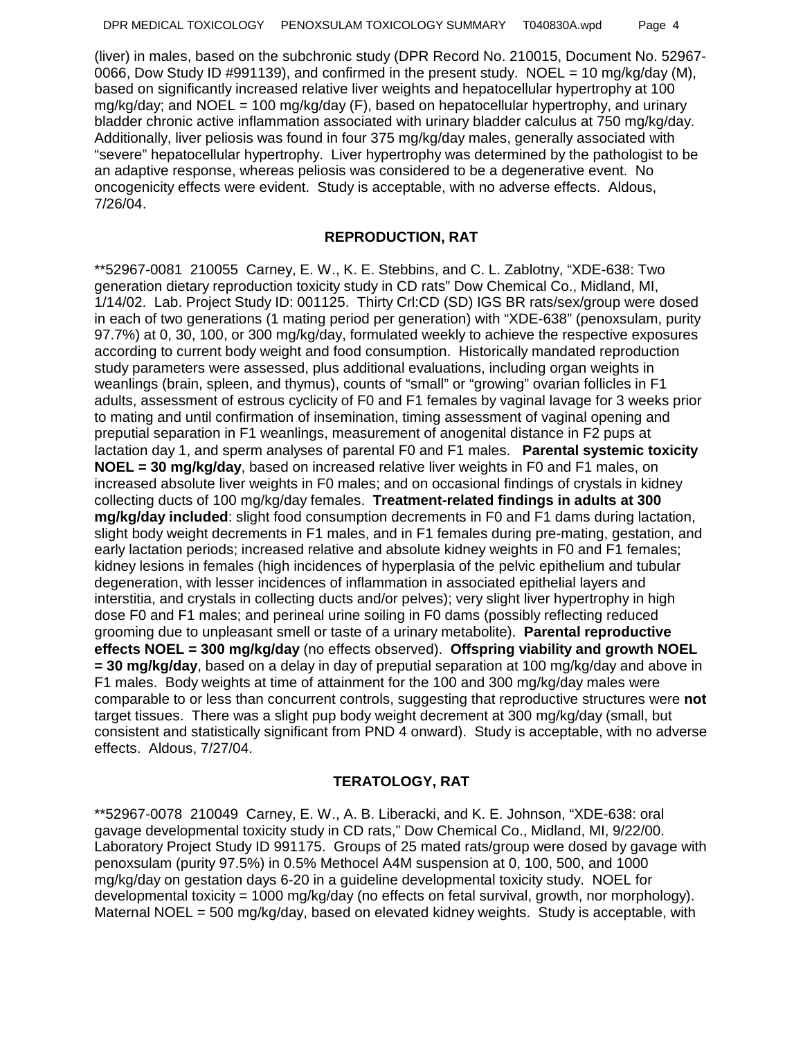(liver) in males, based on the subchronic study (DPR Record No. 210015, Document No. 52967-0066, Dow Study ID #991139), and confirmed in the present study. NOEL = 10 mg/kg/day (M), based on significantly increased relative liver weights and hepatocellular hypertrophy at 100 mg/kg/day; and NOEL = 100 mg/kg/day (F), based on hepatocellular hypertrophy, and urinary bladder chronic active inflammation associated with urinary bladder calculus at 750 mg/kg/day. Additionally, liver peliosis was found in four 375 mg/kg/day males, generally associated with "severe" hepatocellular hypertrophy. Liver hypertrophy was determined by the pathologist to be an adaptive response, whereas peliosis was considered to be a degenerative event. No oncogenicity effects were evident. Study is acceptable, with no adverse effects. Aldous, 7/26/04.

## REPRODUCTION, RAT

**52967-0081 210055 Carney, E. W., K. E. Stebbins, and C. L. Zablotny, "XDE-638: Two generation dietary reproduction toxicity study in CD rats" Dow Chemical Co., Midland, MI, 1/14/02. Lab. Project Study ID: 001125. Thirty Crl:CD (SD) IGS BR rats/sex/group were dosed in each of two generations (1 mating period per generation) with "XDE-638" (penoxsulam, purity 97.7%) at 0, 30, 100, or 300 mg/kg/day, formulated weekly to achieve the respective exposures according to current body weight and food consumption. Historically mandated reproduction study parameters were assessed, plus additional evaluations, including organ weights in weanlings (brain, spleen, and thymus), counts of "small" or "growing" ovarian follicles in F1 adults, assessment of estrous cyclicity of F0 and F1 females by vaginal lavage for 3 weeks prior to mating and until confirmation of insemination, timing assessment of vaginal opening and preputial separation in F1 weanlings, measurement of anogenital distance in F2 pups at lactation day 1, and sperm analyses of parental F0 and F1 males. **Parental systemic toxicity NOEL = 30 mg/kg/day**, based on increased relative liver weights in F0 and F1 males, on increased absolute liver weights in F0 males; and on occasional findings of crystals in kidney collecting ducts of 100 mg/kg/day females. **Treatment-related findings in adults at 300 mg/kg/day included**: slight food consumption decrements in F0 and F1 dams during lactation, slight body weight decrements in F1 males, and in F1 females during pre-mating, gestation, and early lactation periods; increased relative and absolute kidney weights in F0 and F1 females; kidney lesions in females (high incidences of hyperplasia of the pelvic epithelium and tubular degeneration, with lesser incidences of inflammation in associated epithelial layers and interstitia, and crystals in collecting ducts and/or pelves); very slight liver hypertrophy in high dose F0 and F1 males; and perineal urine soiling in F0 dams (possibly reflecting reduced grooming due to unpleasant smell or taste of a urinary metabolite). **Parental reproductive effects NOEL = 300 mg/kg/day** (no effects observed). **Offspring viability and growth NOEL = 30 mg/kg/day**, based on a delay in day of preputial separation at 100 mg/kg/day and above in F1 males. Body weights at time of attainment for the 100 and 300 mg/kg/day males were comparable to or less than concurrent controls, suggesting that reproductive structures were **not** target tissues. There was a slight pup body weight decrement at 300 mg/kg/day (small, but consistent and statistically significant from PND 4 onward). Study is acceptable, with no adverse effects. Aldous, 7/27/04.

## TERATOLOGY, RAT

**52967-0078 210049 Carney, E. W., A. B. Liberacki, and K. E. Johnson, "XDE-638: oral gavage developmental toxicity study in CD rats," Dow Chemical Co., Midland, MI, 9/22/00. Laboratory Project Study ID 991175. Groups of 25 mated rats/group were dosed by gavage with penoxsulam (purity 97.5%) in 0.5% Methocel A4M suspension at 0, 100, 500, and 1000 mg/kg/day on gestation days 6-20 in a guideline developmental toxicity study. NOEL for developmental toxicity = 1000 mg/kg/day (no effects on fetal survival, growth, nor morphology). Maternal NOEL = 500 mg/kg/day, based on elevated kidney weights. Study is acceptable, with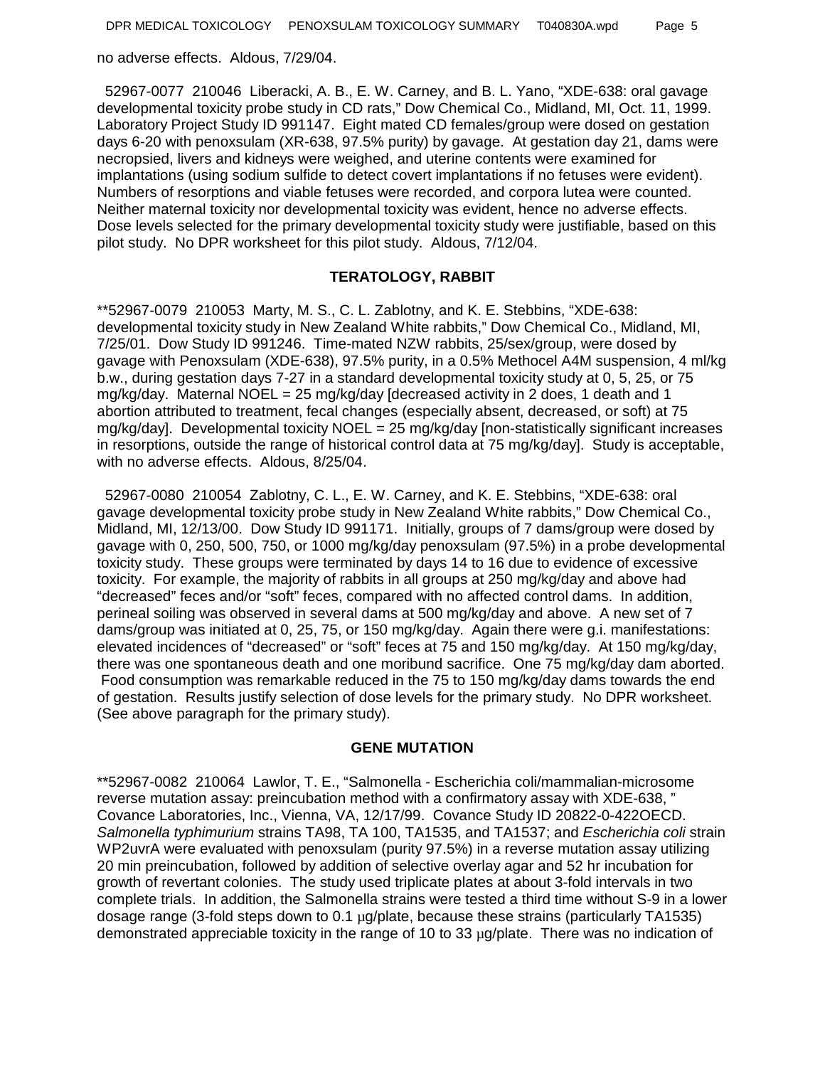no adverse effects. Aldous, 7/29/04.

52967-0077 210046 Liberacki, A. B., E. W. Carney, and B. L. Yano, “XDE-638: oral gavage developmental toxicity probe study in CD rats,” Dow Chemical Co., Midland, MI, Oct. 11, 1999. Laboratory Project Study ID 991147. Eight mated CD females/group were dosed on gestation days 6-20 with penoxsulam (XR-638, 97.5% purity) by gavage. At gestation day 21, dams were necropsied, livers and kidneys were weighed, and uterine contents were examined for implantations (using sodium sulfide to detect covert implantations if no fetuses were evident). Numbers of resorptions and viable fetuses were recorded, and corpora lutea were counted. Neither maternal toxicity nor developmental toxicity was evident, hence no adverse effects. Dose levels selected for the primary developmental toxicity study were justifiable, based on this pilot study. No DPR worksheet for this pilot study. Aldous, 7/12/04.

## TERATOLOGY, RABBIT

**52967-0079 210053 Marty, M. S., C. L. Zablotny, and K. E. Stebbins, “XDE-638: developmental toxicity study in New Zealand White rabbits,” Dow Chemical Co., Midland, MI, 7/25/01. Dow Study ID 991246. Time-mated NZW rabbits, 25/sex/group, were dosed by gavage with Penoxsulam (XDE-638), 97.5% purity, in a 0.5% Methocel A4M suspension, 4 ml/kg b.w., during gestation days 7-27 in a standard developmental toxicity study at 0, 5, 25, or 75 mg/kg/day. Maternal NOEL = 25 mg/kg/day [decreased activity in 2 does, 1 death and 1 abortion attributed to treatment, fecal changes (especially absent, decreased, or soft) at 75 mg/kg/day]. Developmental toxicity NOEL = 25 mg/kg/day [non-statistically significant increases in resorptions, outside the range of historical control data at 75 mg/kg/day]. Study is acceptable, with no adverse effects. Aldous, 8/25/04.

52967-0080 210054 Zablotny, C. L., E. W. Carney, and K. E. Stebbins, “XDE-638: oral gavage developmental toxicity probe study in New Zealand White rabbits,” Dow Chemical Co., Midland, MI, 12/13/00. Dow Study ID 991171. Initially, groups of 7 dams/group were dosed by gavage with 0, 250, 500, 750, or 1000 mg/kg/day penoxsulam (97.5%) in a probe developmental toxicity study. These groups were terminated by days 14 to 16 due to evidence of excessive toxicity. For example, the majority of rabbits in all groups at 250 mg/kg/day and above had “decreased” feces and/or “soft” feces, compared with no affected control dams. In addition, perineal soiling was observed in several dams at 500 mg/kg/day and above. A new set of 7 dams/group was initiated at 0, 25, 75, or 150 mg/kg/day. Again there were g.i. manifestations: elevated incidences of “decreased” or “soft” feces at 75 and 150 mg/kg/day. At 150 mg/kg/day, there was one spontaneous death and one moribund sacrifice. One 75 mg/kg/day dam aborted. Food consumption was remarkable reduced in the 75 to 150 mg/kg/day dams towards the end of gestation. Results justify selection of dose levels for the primary study. No DPR worksheet. (See above paragraph for the primary study).

## GENE MUTATION

**52967-0082 210064 Lawlor, T. E., “Salmonella - Escherichia coli/mammalian-microsome reverse mutation assay: preincubation method with a confirmatory assay with XDE-638, ” Covance Laboratories, Inc., Vienna, VA, 12/17/99. Covance Study ID 20822-0-422OECD. *Salmonella typhimurium* strains TA98, TA 100, TA1535, and TA1537; and *Escherichia coli* strain WP2uvrA were evaluated with penoxsulam (purity 97.5%) in a reverse mutation assay utilizing 20 min preincubation, followed by addition of selective overlay agar and 52 hr incubation for growth of revertant colonies. The study used triplicate plates at about 3-fold intervals in two complete trials. In addition, the Salmonella strains were tested a third time without S-9 in a lower dosage range (3-fold steps down to 0.1 µg/plate, because these strains (particularly TA1535) demonstrated appreciable toxicity in the range of 10 to 33 µg/plate. There was no indication of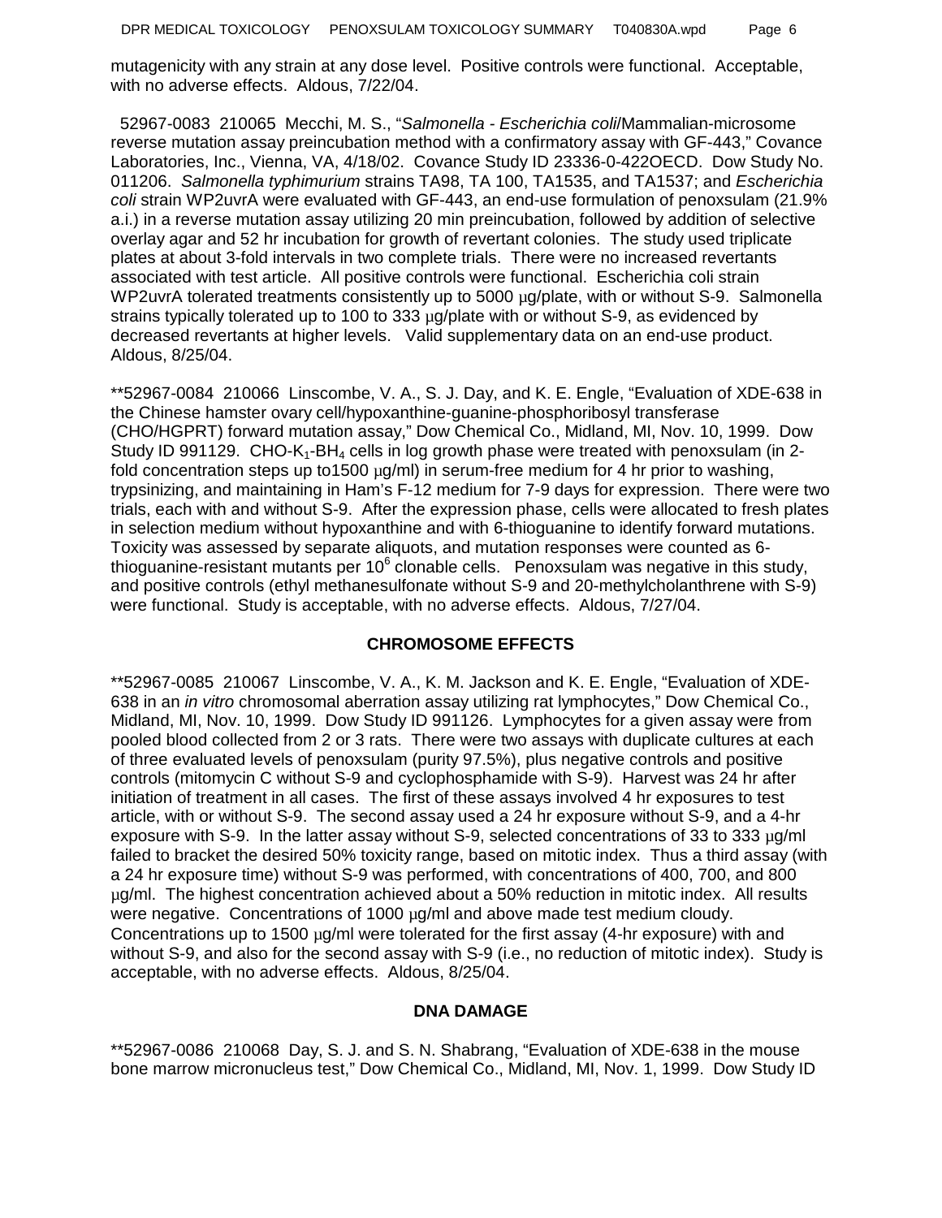mutagenicity with any strain at any dose level. Positive controls were functional. Acceptable, with no adverse effects. Aldous, 7/22/04.

52967-0083 210065 Mecchi, M. S., "*Salmonella - Escherichia coli*/Mammalian-microsome reverse mutation assay preincubation method with a confirmatory assay with GF-443," Covance Laboratories, Inc., Vienna, VA, 4/18/02. Covance Study ID 23336-0-422OECD. Dow Study No. 011206. *Salmonella typhimurium* strains TA98, TA 100, TA1535, and TA1537; and *Escherichia coli* strain WP2uvrA were evaluated with GF-443, an end-use formulation of penoxsulam (21.9% a.i.) in a reverse mutation assay utilizing 20 min preincubation, followed by addition of selective overlay agar and 52 hr incubation for growth of revertant colonies. The study used triplicate plates at about 3-fold intervals in two complete trials. There were no increased revertants associated with test article. All positive controls were functional. Escherichia coli strain WP2uvrA tolerated treatments consistently up to 5000 µg/plate, with or without S-9. Salmonella strains typically tolerated up to 100 to 333 µg/plate with or without S-9, as evidenced by decreased revertants at higher levels. Valid supplementary data on an end-use product. Aldous, 8/25/04.

**52967-0084 210066 Linscombe, V. A., S. J. Day, and K. E. Engle, "Evaluation of XDE-638 in the Chinese hamster ovary cell/hypoxanthine-guanine-phosphoribosyl transferase (CHO/HGPRT) forward mutation assay," Dow Chemical Co., Midland, MI, Nov. 10, 1999. Dow Study ID 991129. CHO-$K_1$-$BH_4$ cells in log growth phase were treated with penoxsulam (in 2-fold concentration steps up to1500 µg/ml) in serum-free medium for 4 hr prior to washing, trypsinizing, and maintaining in Ham's F-12 medium for 7-9 days for expression. There were two trials, each with and without S-9. After the expression phase, cells were allocated to fresh plates in selection medium without hypoxanthine and with 6-thioguanine to identify forward mutations. Toxicity was assessed by separate aliquots, and mutation responses were counted as 6-thioguanine-resistant mutants per $10^6$ clonable cells. Penoxsulam was negative in this study, and positive controls (ethyl methanesulfonate without S-9 and 20-methylcholanthrene with S-9) were functional. Study is acceptable, with no adverse effects. Aldous, 7/27/04.

## CHROMOSOME EFFECTS

**52967-0085 210067 Linscombe, V. A., K. M. Jackson and K. E. Engle, "Evaluation of XDE-638 in an *in vitro* chromosomal aberration assay utilizing rat lymphocytes," Dow Chemical Co., Midland, MI, Nov. 10, 1999. Dow Study ID 991126. Lymphocytes for a given assay were from pooled blood collected from 2 or 3 rats. There were two assays with duplicate cultures at each of three evaluated levels of penoxsulam (purity 97.5%), plus negative controls and positive controls (mitomycin C without S-9 and cyclophosphamide with S-9). Harvest was 24 hr after initiation of treatment in all cases. The first of these assays involved 4 hr exposures to test article, with or without S-9. The second assay used a 24 hr exposure without S-9, and a 4-hr exposure with S-9. In the latter assay without S-9, selected concentrations of 33 to 333 µg/ml failed to bracket the desired 50% toxicity range, based on mitotic index. Thus a third assay (with a 24 hr exposure time) without S-9 was performed, with concentrations of 400, 700, and 800 µg/ml. The highest concentration achieved about a 50% reduction in mitotic index. All results were negative. Concentrations of 1000 µg/ml and above made test medium cloudy. Concentrations up to 1500 µg/ml were tolerated for the first assay (4-hr exposure) with and without S-9, and also for the second assay with S-9 (i.e., no reduction of mitotic index). Study is acceptable, with no adverse effects. Aldous, 8/25/04.

## DNA DAMAGE

**52967-0086 210068 Day, S. J. and S. N. Shabrang, "Evaluation of XDE-638 in the mouse bone marrow micronucleus test," Dow Chemical Co., Midland, MI, Nov. 1, 1999. Dow Study ID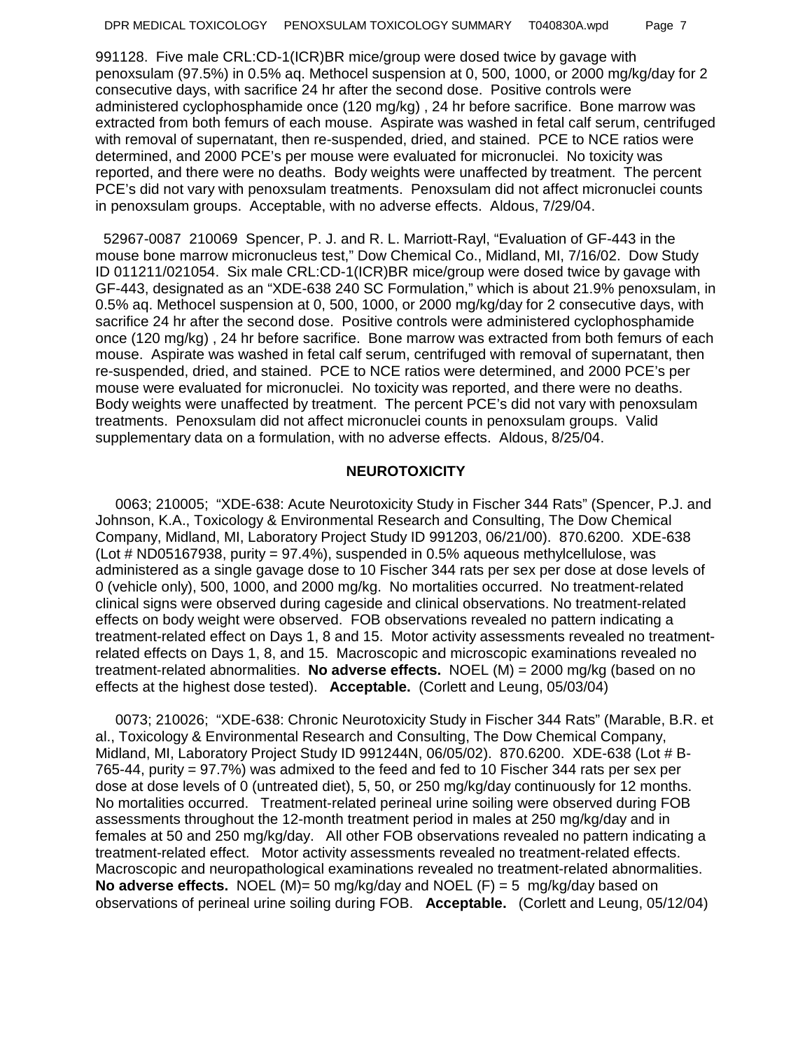991128. Five male CRL:CD-1(ICR)BR mice/group were dosed twice by gavage with penoxsulam (97.5%) in 0.5% aq. Methocel suspension at 0, 500, 1000, or 2000 mg/kg/day for 2 consecutive days, with sacrifice 24 hr after the second dose. Positive controls were administered cyclophosphamide once (120 mg/kg) , 24 hr before sacrifice. Bone marrow was extracted from both femurs of each mouse. Aspirate was washed in fetal calf serum, centrifuged with removal of supernatant, then re-suspended, dried, and stained. PCE to NCE ratios were determined, and 2000 PCE's per mouse were evaluated for micronuclei. No toxicity was reported, and there were no deaths. Body weights were unaffected by treatment. The percent PCE's did not vary with penoxsulam treatments. Penoxsulam did not affect micronuclei counts in penoxsulam groups. Acceptable, with no adverse effects. Aldous, 7/29/04.

52967-0087 210069 Spencer, P. J. and R. L. Marriott-Rayl, "Evaluation of GF-443 in the mouse bone marrow micronucleus test," Dow Chemical Co., Midland, MI, 7/16/02. Dow Study ID 011211/021054. Six male CRL:CD-1(ICR)BR mice/group were dosed twice by gavage with GF-443, designated as an "XDE-638 240 SC Formulation," which is about 21.9% penoxsulam, in 0.5% aq. Methocel suspension at 0, 500, 1000, or 2000 mg/kg/day for 2 consecutive days, with sacrifice 24 hr after the second dose. Positive controls were administered cyclophosphamide once (120 mg/kg) , 24 hr before sacrifice. Bone marrow was extracted from both femurs of each mouse. Aspirate was washed in fetal calf serum, centrifuged with removal of supernatant, then re-suspended, dried, and stained. PCE to NCE ratios were determined, and 2000 PCE's per mouse were evaluated for micronuclei. No toxicity was reported, and there were no deaths. Body weights were unaffected by treatment. The percent PCE's did not vary with penoxsulam treatments. Penoxsulam did not affect micronuclei counts in penoxsulam groups. Valid supplementary data on a formulation, with no adverse effects. Aldous, 8/25/04.

## NEUROTOXICITY

0063; 210005; "XDE-638: Acute Neurotoxicity Study in Fischer 344 Rats" (Spencer, P.J. and Johnson, K.A., Toxicology & Environmental Research and Consulting, The Dow Chemical Company, Midland, MI, Laboratory Project Study ID 991203, 06/21/00). 870.6200. XDE-638 (Lot # ND05167938, purity = 97.4%), suspended in 0.5% aqueous methylcellulose, was administered as a single gavage dose to 10 Fischer 344 rats per sex per dose at dose levels of 0 (vehicle only), 500, 1000, and 2000 mg/kg. No mortalities occurred. No treatment-related clinical signs were observed during cageside and clinical observations. No treatment-related effects on body weight were observed. FOB observations revealed no pattern indicating a treatment-related effect on Days 1, 8 and 15. Motor activity assessments revealed no treatment-related effects on Days 1, 8, and 15. Macroscopic and microscopic examinations revealed no treatment-related abnormalities. **No adverse effects.** NOEL (M) = 2000 mg/kg (based on no effects at the highest dose tested). **Acceptable.** (Corlett and Leung, 05/03/04)

0073; 210026; "XDE-638: Chronic Neurotoxicity Study in Fischer 344 Rats" (Marable, B.R. et al., Toxicology & Environmental Research and Consulting, The Dow Chemical Company, Midland, MI, Laboratory Project Study ID 991244N, 06/05/02). 870.6200. XDE-638 (Lot # B-765-44, purity = 97.7%) was admixed to the feed and fed to 10 Fischer 344 rats per sex per dose at dose levels of 0 (untreated diet), 5, 50, or 250 mg/kg/day continuously for 12 months. No mortalities occurred. Treatment-related perineal urine soiling were observed during FOB assessments throughout the 12-month treatment period in males at 250 mg/kg/day and in females at 50 and 250 mg/kg/day. All other FOB observations revealed no pattern indicating a treatment-related effect. Motor activity assessments revealed no treatment-related effects. Macroscopic and neuropathological examinations revealed no treatment-related abnormalities. **No adverse effects.** NOEL (M)= 50 mg/kg/day and NOEL (F) = 5 mg/kg/day based on observations of perineal urine soiling during FOB. **Acceptable.** (Corlett and Leung, 05/12/04)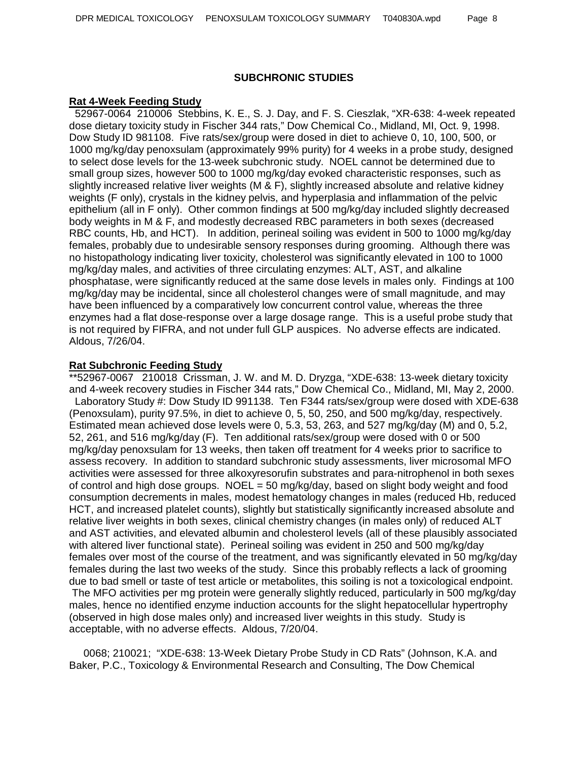## SUBCHRONIC STUDIES

**Rat 4-Week Feeding Study**

52967-0064 210006 Stebbins, K. E., S. J. Day, and F. S. Cieszlak, "XR-638: 4-week repeated dose dietary toxicity study in Fischer 344 rats," Dow Chemical Co., Midland, MI, Oct. 9, 1998. Dow Study ID 981108. Five rats/sex/group were dosed in diet to achieve 0, 10, 100, 500, or 1000 mg/kg/day penoxsulam (approximately 99% purity) for 4 weeks in a probe study, designed to select dose levels for the 13-week subchronic study. NOEL cannot be determined due to small group sizes, however 500 to 1000 mg/kg/day evoked characteristic responses, such as slightly increased relative liver weights (M & F), slightly increased absolute and relative kidney weights (F only), crystals in the kidney pelvis, and hyperplasia and inflammation of the pelvic epithelium (all in F only). Other common findings at 500 mg/kg/day included slightly decreased body weights in M & F, and modestly decreased RBC parameters in both sexes (decreased RBC counts, Hb, and HCT). In addition, perineal soiling was evident in 500 to 1000 mg/kg/day females, probably due to undesirable sensory responses during grooming. Although there was no histopathology indicating liver toxicity, cholesterol was significantly elevated in 100 to 1000 mg/kg/day males, and activities of three circulating enzymes: ALT, AST, and alkaline phosphatase, were significantly reduced at the same dose levels in males only. Findings at 100 mg/kg/day may be incidental, since all cholesterol changes were of small magnitude, and may have been influenced by a comparatively low concurrent control value, whereas the three enzymes had a flat dose-response over a large dosage range. This is a useful probe study that is not required by FIFRA, and not under full GLP auspices. No adverse effects are indicated. Aldous, 7/26/04.

**Rat Subchronic Feeding Study**

**52967-0067 210018 Crissman, J. W. and M. D. Dryzga, "XDE-638: 13-week dietary toxicity and 4-week recovery studies in Fischer 344 rats," Dow Chemical Co., Midland, MI, May 2, 2000. Laboratory Study #: Dow Study ID 991138. Ten F344 rats/sex/group were dosed with XDE-638 (Penoxsulam), purity 97.5%, in diet to achieve 0, 5, 50, 250, and 500 mg/kg/day, respectively. Estimated mean achieved dose levels were 0, 5.3, 53, 263, and 527 mg/kg/day (M) and 0, 5.2, 52, 261, and 516 mg/kg/day (F). Ten additional rats/sex/group were dosed with 0 or 500 mg/kg/day penoxsulam for 13 weeks, then taken off treatment for 4 weeks prior to sacrifice to assess recovery. In addition to standard subchronic study assessments, liver microsomal MFO activities were assessed for three alkoxyresorufin substrates and para-nitrophenol in both sexes of control and high dose groups. NOEL = 50 mg/kg/day, based on slight body weight and food consumption decrements in males, modest hematology changes in males (reduced Hb, reduced HCT, and increased platelet counts), slightly but statistically significantly increased absolute and relative liver weights in both sexes, clinical chemistry changes (in males only) of reduced ALT and AST activities, and elevated albumin and cholesterol levels (all of these plausibly associated with altered liver functional state). Perineal soiling was evident in 250 and 500 mg/kg/day females over most of the course of the treatment, and was significantly elevated in 50 mg/kg/day females during the last two weeks of the study. Since this probably reflects a lack of grooming due to bad smell or taste of test article or metabolites, this soiling is not a toxicological endpoint. The MFO activities per mg protein were generally slightly reduced, particularly in 500 mg/kg/day males, hence no identified enzyme induction accounts for the slight hepatocellular hypertrophy (observed in high dose males only) and increased liver weights in this study. Study is acceptable, with no adverse effects. Aldous, 7/20/04.

0068; 210021; "XDE-638: 13-Week Dietary Probe Study in CD Rats" (Johnson, K.A. and Baker, P.C., Toxicology & Environmental Research and Consulting, The Dow Chemical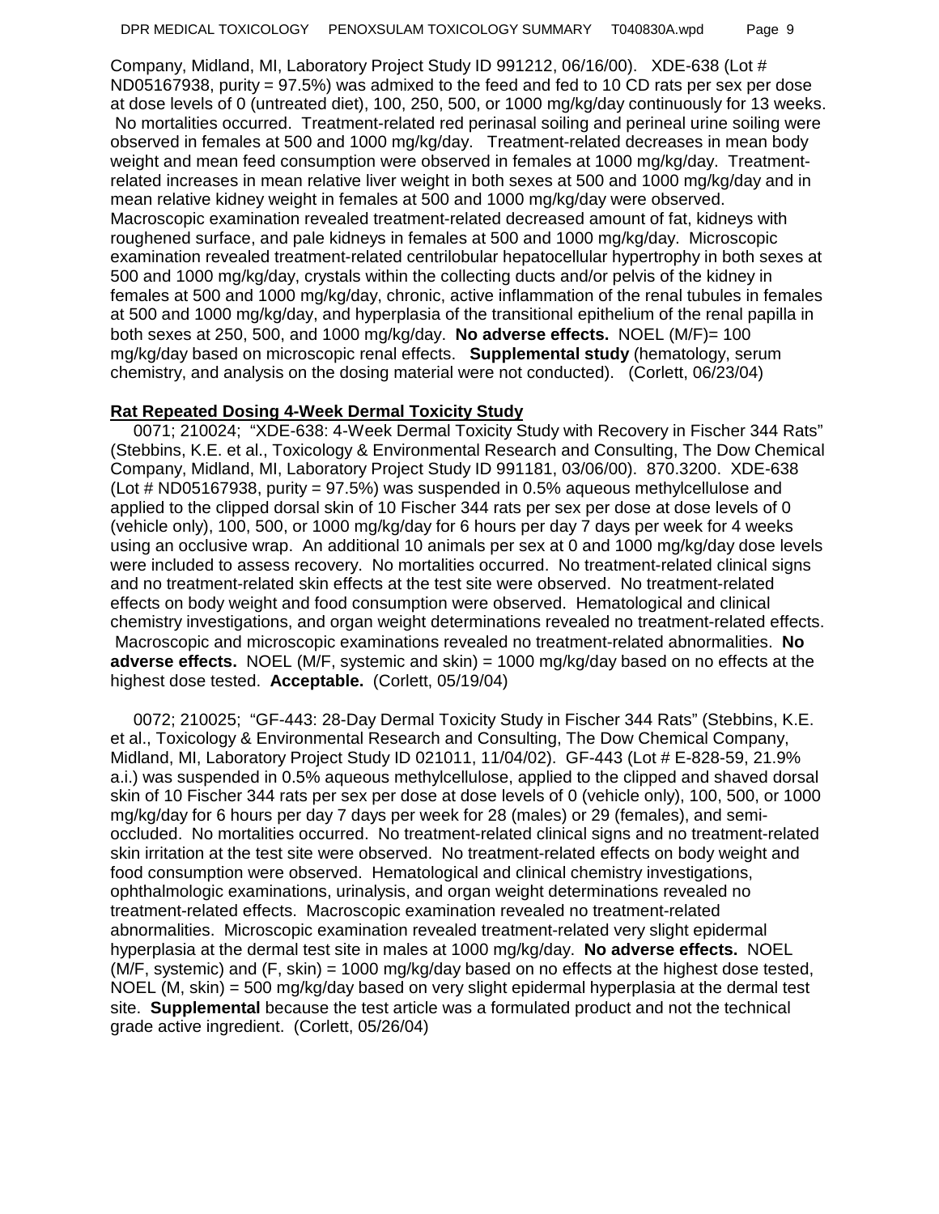Company, Midland, MI, Laboratory Project Study ID 991212, 06/16/00). XDE-638 (Lot # ND05167938, purity = 97.5%) was admixed to the feed and fed to 10 CD rats per sex per dose at dose levels of 0 (untreated diet), 100, 250, 500, or 1000 mg/kg/day continuously for 13 weeks. No mortalities occurred. Treatment-related red perinasal soiling and perineal urine soiling were observed in females at 500 and 1000 mg/kg/day. Treatment-related decreases in mean body weight and mean feed consumption were observed in females at 1000 mg/kg/day. Treatment-related increases in mean relative liver weight in both sexes at 500 and 1000 mg/kg/day and in mean relative kidney weight in females at 500 and 1000 mg/kg/day were observed. Macroscopic examination revealed treatment-related decreased amount of fat, kidneys with roughened surface, and pale kidneys in females at 500 and 1000 mg/kg/day. Microscopic examination revealed treatment-related centrilobular hepatocellular hypertrophy in both sexes at 500 and 1000 mg/kg/day, crystals within the collecting ducts and/or pelvis of the kidney in females at 500 and 1000 mg/kg/day, chronic, active inflammation of the renal tubules in females at 500 and 1000 mg/kg/day, and hyperplasia of the transitional epithelium of the renal papilla in both sexes at 250, 500, and 1000 mg/kg/day. **No adverse effects.** NOEL (M/F)= 100 mg/kg/day based on microscopic renal effects. **Supplemental study** (hematology, serum chemistry, and analysis on the dosing material were not conducted). (Corlett, 06/23/04)

**Rat Repeated Dosing 4-Week Dermal Toxicity Study**

0071; 210024; "XDE-638: 4-Week Dermal Toxicity Study with Recovery in Fischer 344 Rats" (Stebbins, K.E. et al., Toxicology & Environmental Research and Consulting, The Dow Chemical Company, Midland, MI, Laboratory Project Study ID 991181, 03/06/00). 870.3200. XDE-638 (Lot # ND05167938, purity = 97.5%) was suspended in 0.5% aqueous methylcellulose and applied to the clipped dorsal skin of 10 Fischer 344 rats per sex per dose at dose levels of 0 (vehicle only), 100, 500, or 1000 mg/kg/day for 6 hours per day 7 days per week for 4 weeks using an occlusive wrap. An additional 10 animals per sex at 0 and 1000 mg/kg/day dose levels were included to assess recovery. No mortalities occurred. No treatment-related clinical signs and no treatment-related skin effects at the test site were observed. No treatment-related effects on body weight and food consumption were observed. Hematological and clinical chemistry investigations, and organ weight determinations revealed no treatment-related effects. Macroscopic and microscopic examinations revealed no treatment-related abnormalities. **No adverse effects.** NOEL (M/F, systemic and skin) = 1000 mg/kg/day based on no effects at the highest dose tested. **Acceptable.** (Corlett, 05/19/04)

0072; 210025; "GF-443: 28-Day Dermal Toxicity Study in Fischer 344 Rats" (Stebbins, K.E. et al., Toxicology & Environmental Research and Consulting, The Dow Chemical Company, Midland, MI, Laboratory Project Study ID 021011, 11/04/02). GF-443 (Lot # E-828-59, 21.9% a.i.) was suspended in 0.5% aqueous methylcellulose, applied to the clipped and shaved dorsal skin of 10 Fischer 344 rats per sex per dose at dose levels of 0 (vehicle only), 100, 500, or 1000 mg/kg/day for 6 hours per day 7 days per week for 28 (males) or 29 (females), and semi-occluded. No mortalities occurred. No treatment-related clinical signs and no treatment-related skin irritation at the test site were observed. No treatment-related effects on body weight and food consumption were observed. Hematological and clinical chemistry investigations, ophthalmologic examinations, urinalysis, and organ weight determinations revealed no treatment-related effects. Macroscopic examination revealed no treatment-related abnormalities. Microscopic examination revealed treatment-related very slight epidermal hyperplasia at the dermal test site in males at 1000 mg/kg/day. **No adverse effects.** NOEL (M/F, systemic) and (F, skin) = 1000 mg/kg/day based on no effects at the highest dose tested, NOEL (M, skin) = 500 mg/kg/day based on very slight epidermal hyperplasia at the dermal test site. **Supplemental** because the test article was a formulated product and not the technical grade active ingredient. (Corlett, 05/26/04)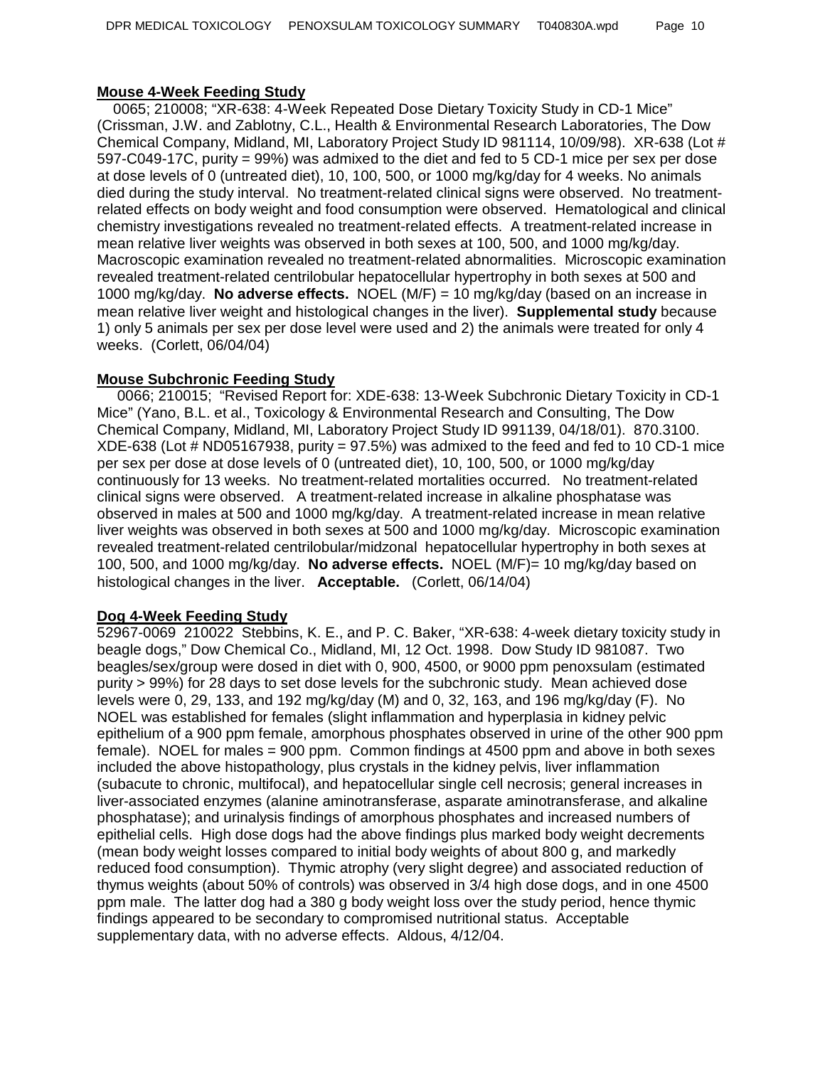**Mouse 4-Week Feeding Study**

0065; 210008; "XR-638: 4-Week Repeated Dose Dietary Toxicity Study in CD-1 Mice" (Crissman, J.W. and Zablotny, C.L., Health & Environmental Research Laboratories, The Dow Chemical Company, Midland, MI, Laboratory Project Study ID 981114, 10/09/98). XR-638 (Lot # 597-C049-17C, purity = 99%) was admixed to the diet and fed to 5 CD-1 mice per sex per dose at dose levels of 0 (untreated diet), 10, 100, 500, or 1000 mg/kg/day for 4 weeks. No animals died during the study interval. No treatment-related clinical signs were observed. No treatment-related effects on body weight and food consumption were observed. Hematological and clinical chemistry investigations revealed no treatment-related effects. A treatment-related increase in mean relative liver weights was observed in both sexes at 100, 500, and 1000 mg/kg/day. Macroscopic examination revealed no treatment-related abnormalities. Microscopic examination revealed treatment-related centrilobular hepatocellular hypertrophy in both sexes at 500 and 1000 mg/kg/day. **No adverse effects.** NOEL (M/F) = 10 mg/kg/day (based on an increase in mean relative liver weight and histological changes in the liver). **Supplemental study** because 1) only 5 animals per sex per dose level were used and 2) the animals were treated for only 4 weeks. (Corlett, 06/04/04)

**Mouse Subchronic Feeding Study**

0066; 210015; "Revised Report for: XDE-638: 13-Week Subchronic Dietary Toxicity in CD-1 Mice" (Yano, B.L. et al., Toxicology & Environmental Research and Consulting, The Dow Chemical Company, Midland, MI, Laboratory Project Study ID 991139, 04/18/01). 870.3100. XDE-638 (Lot # ND05167938, purity = 97.5%) was admixed to the feed and fed to 10 CD-1 mice per sex per dose at dose levels of 0 (untreated diet), 10, 100, 500, or 1000 mg/kg/day continuously for 13 weeks. No treatment-related mortalities occurred. No treatment-related clinical signs were observed. A treatment-related increase in alkaline phosphatase was observed in males at 500 and 1000 mg/kg/day. A treatment-related increase in mean relative liver weights was observed in both sexes at 500 and 1000 mg/kg/day. Microscopic examination revealed treatment-related centrilobular/midzonal hepatocellular hypertrophy in both sexes at 100, 500, and 1000 mg/kg/day. **No adverse effects.** NOEL (M/F)= 10 mg/kg/day based on histological changes in the liver. **Acceptable.** (Corlett, 06/14/04)

**Dog 4-Week Feeding Study**

52967-0069 210022 Stebbins, K. E., and P. C. Baker, "XR-638: 4-week dietary toxicity study in beagle dogs," Dow Chemical Co., Midland, MI, 12 Oct. 1998. Dow Study ID 981087. Two beagles/sex/group were dosed in diet with 0, 900, 4500, or 9000 ppm penoxsulam (estimated purity > 99%) for 28 days to set dose levels for the subchronic study. Mean achieved dose levels were 0, 29, 133, and 192 mg/kg/day (M) and 0, 32, 163, and 196 mg/kg/day (F). No NOEL was established for females (slight inflammation and hyperplasia in kidney pelvic epithelium of a 900 ppm female, amorphous phosphates observed in urine of the other 900 ppm female). NOEL for males = 900 ppm. Common findings at 4500 ppm and above in both sexes included the above histopathology, plus crystals in the kidney pelvis, liver inflammation (subacute to chronic, multifocal), and hepatocellular single cell necrosis; general increases in liver-associated enzymes (alanine aminotransferase, asparate aminotransferase, and alkaline phosphatase); and urinalysis findings of amorphous phosphates and increased numbers of epithelial cells. High dose dogs had the above findings plus marked body weight decrements (mean body weight losses compared to initial body weights of about 800 g, and markedly reduced food consumption). Thymic atrophy (very slight degree) and associated reduction of thymus weights (about 50% of controls) was observed in 3/4 high dose dogs, and in one 4500 ppm male. The latter dog had a 380 g body weight loss over the study period, hence thymic findings appeared to be secondary to compromised nutritional status. Acceptable supplementary data, with no adverse effects. Aldous, 4/12/04.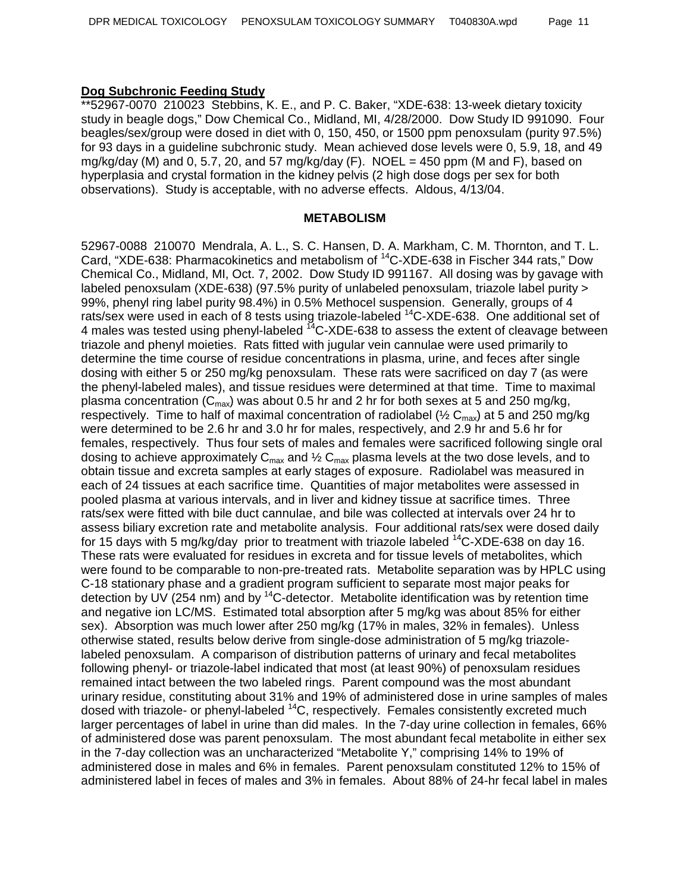**Dog Subchronic Feeding Study**

**52967-0070 210023 Stebbins, K. E., and P. C. Baker, "XDE-638: 13-week dietary toxicity study in beagle dogs," Dow Chemical Co., Midland, MI, 4/28/2000. Dow Study ID 991090. Four beagles/sex/group were dosed in diet with 0, 150, 450, or 1500 ppm penoxsulam (purity 97.5%) for 93 days in a guideline subchronic study. Mean achieved dose levels were 0, 5.9, 18, and 49 mg/kg/day (M) and 0, 5.7, 20, and 57 mg/kg/day (F). NOEL = 450 ppm (M and F), based on hyperplasia and crystal formation in the kidney pelvis (2 high dose dogs per sex for both observations). Study is acceptable, with no adverse effects. Aldous, 4/13/04.

## METABOLISM

52967-0088 210070 Mendrala, A. L., S. C. Hansen, D. A. Markham, C. M. Thornton, and T. L. Card, "XDE-638: Pharmacokinetics and metabolism of $^{14}$C-XDE-638 in Fischer 344 rats," Dow Chemical Co., Midland, MI, Oct. 7, 2002. Dow Study ID 991167. All dosing was by gavage with labeled penoxsulam (XDE-638) (97.5% purity of unlabeled penoxsulam, triazole label purity > 99%, phenyl ring label purity 98.4%) in 0.5% Methocel suspension. Generally, groups of 4 rats/sex were used in each of 8 tests using triazole-labeled $^{14}$C-XDE-638. One additional set of 4 males was tested using phenyl-labeled $^{14}$C-XDE-638 to assess the extent of cleavage between triazole and phenyl moieties. Rats fitted with jugular vein cannulae were used primarily to determine the time course of residue concentrations in plasma, urine, and feces after single dosing with either 5 or 250 mg/kg penoxsulam. These rats were sacrificed on day 7 (as were the phenyl-labeled males), and tissue residues were determined at that time. Time to maximal plasma concentration ($C_{max}$) was about 0.5 hr and 2 hr for both sexes at 5 and 250 mg/kg, respectively. Time to half of maximal concentration of radiolabel (½ $C_{max}$) at 5 and 250 mg/kg were determined to be 2.6 hr and 3.0 hr for males, respectively, and 2.9 hr and 5.6 hr for females, respectively. Thus four sets of males and females were sacrificed following single oral dosing to achieve approximately $C_{max}$ and ½ $C_{max}$ plasma levels at the two dose levels, and to obtain tissue and excreta samples at early stages of exposure. Radiolabel was measured in each of 24 tissues at each sacrifice time. Quantities of major metabolites were assessed in pooled plasma at various intervals, and in liver and kidney tissue at sacrifice times. Three rats/sex were fitted with bile duct cannulae, and bile was collected at intervals over 24 hr to assess biliary excretion rate and metabolite analysis. Four additional rats/sex were dosed daily for 15 days with 5 mg/kg/day prior to treatment with triazole labeled $^{14}$C-XDE-638 on day 16. These rats were evaluated for residues in excreta and for tissue levels of metabolites, which were found to be comparable to non-pre-treated rats. Metabolite separation was by HPLC using C-18 stationary phase and a gradient program sufficient to separate most major peaks for detection by UV (254 nm) and by $^{14}$C-detector. Metabolite identification was by retention time and negative ion LC/MS. Estimated total absorption after 5 mg/kg was about 85% for either sex). Absorption was much lower after 250 mg/kg (17% in males, 32% in females). Unless otherwise stated, results below derive from single-dose administration of 5 mg/kg triazole-labeled penoxsulam. A comparison of distribution patterns of urinary and fecal metabolites following phenyl- or triazole-label indicated that most (at least 90%) of penoxsulam residues remained intact between the two labeled rings. Parent compound was the most abundant urinary residue, constituting about 31% and 19% of administered dose in urine samples of males dosed with triazole- or phenyl-labeled $^{14}$C, respectively. Females consistently excreted much larger percentages of label in urine than did males. In the 7-day urine collection in females, 66% of administered dose was parent penoxsulam. The most abundant fecal metabolite in either sex in the 7-day collection was an uncharacterized "Metabolite Y," comprising 14% to 19% of administered dose in males and 6% in females. Parent penoxsulam constituted 12% to 15% of administered label in feces of males and 3% in females. About 88% of 24-hr fecal label in males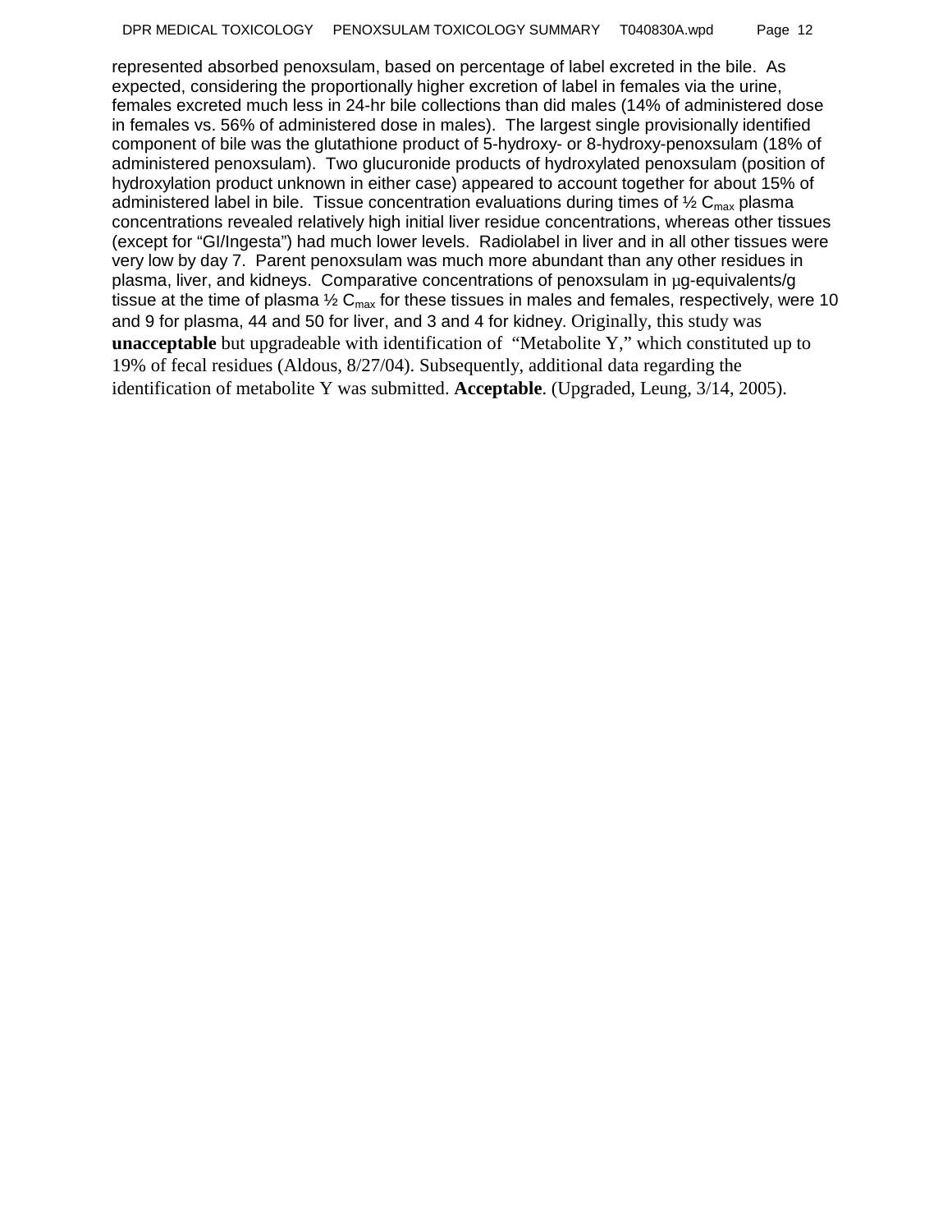represented absorbed penoxsulam, based on percentage of label excreted in the bile. As expected, considering the proportionally higher excretion of label in females via the urine, females excreted much less in 24-hr bile collections than did males (14% of administered dose in females vs. 56% of administered dose in males). The largest single provisionally identified component of bile was the glutathione product of 5-hydroxy- or 8-hydroxy-penoxsulam (18% of administered penoxsulam). Two glucuronide products of hydroxylated penoxsulam (position of hydroxylation product unknown in either case) appeared to account together for about 15% of administered label in bile. Tissue concentration evaluations during times of ½ $C_{max}$ plasma concentrations revealed relatively high initial liver residue concentrations, whereas other tissues (except for "GI/Ingesta") had much lower levels. Radiolabel in liver and in all other tissues were very low by day 7. Parent penoxsulam was much more abundant than any other residues in plasma, liver, and kidneys. Comparative concentrations of penoxsulam in µg-equivalents/g tissue at the time of plasma ½ $C_{max}$ for these tissues in males and females, respectively, were 10 and 9 for plasma, 44 and 50 for liver, and 3 and 4 for kidney. Originally, this study was **unacceptable** but upgradeable with identification of "Metabolite Y," which constituted up to 19% of fecal residues (Aldous, 8/27/04). Subsequently, additional data regarding the identification of metabolite Y was submitted. **Acceptable**. (Upgraded, Leung, 3/14, 2005).